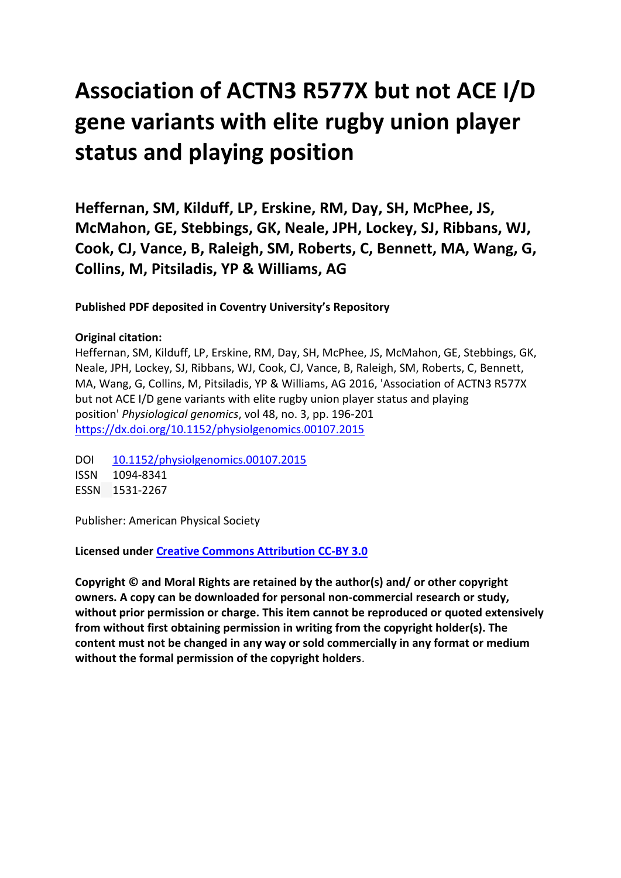# Association of ACTN3 R577X but not ACE I/D gene variants with elite rugby union player status and playing position

**Heffernan, SM, Kilduff, LP, Erskine, RM, Day, SH, McPhee, JS, McMahon, GE, Stebbings, GK, Neale, JPH, Lockey, SJ, Ribbans, WJ, Cook, CJ, Vance, B, Raleigh, SM, Roberts, C, Bennett, MA, Wang, G, Collins, M, Pitsiladis, YP & Williams, AG**

**Published PDF deposited in Coventry University's Repository**

**Original citation:**
Heffernan, SM, Kilduff, LP, Erskine, RM, Day, SH, McPhee, JS, McMahon, GE, Stebbings, GK, Neale, JPH, Lockey, SJ, Ribbans, WJ, Cook, CJ, Vance, B, Raleigh, SM, Roberts, C, Bennett, MA, Wang, G, Collins, M, Pitsiladis, YP & Williams, AG 2016, 'Association of ACTN3 R577X but not ACE I/D gene variants with elite rugby union player status and playing position' *Physiological genomics*, vol 48, no. 3, pp. 196-201
https://dx.doi.org/10.1152/physiolgenomics.00107.2015

DOI 10.1152/physiolgenomics.00107.2015
ISSN 1094-8341
ESSN 1531-2267

Publisher: American Physical Society

**Licensed under Creative Commons Attribution CC-BY 3.0**

**Copyright © and Moral Rights are retained by the author(s) and/ or other copyright owners. A copy can be downloaded for personal non-commercial research or study, without prior permission or charge. This item cannot be reproduced or quoted extensively from without first obtaining permission in writing from the copyright holder(s). The content must not be changed in any way or sold commercially in any format or medium without the formal permission of the copyright holders.**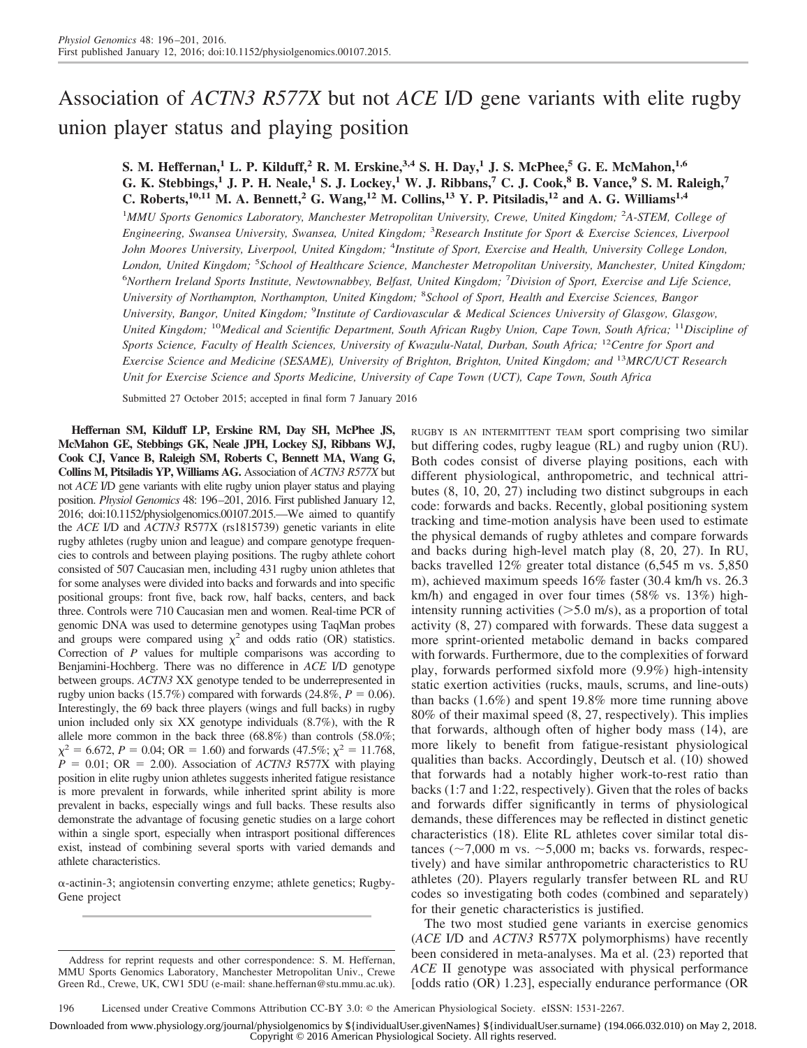# Association of *ACTN3 R577X* but not *ACE* I/D gene variants with elite rugby union player status and playing position

**S. M. Heffernan,[1] L. P. Kilduff,[2] R. M. Erskine,[3,4] S. H. Day,[1] J. S. McPhee,[5] G. E. McMahon,[1,6] G. K. Stebbings,[1] J. P. H. Neale,[1] S. J. Lockey,[1] W. J. Ribbans,[7] C. J. Cook,[8] B. Vance,[9] S. M. Raleigh,[7] C. Roberts,[10,11] M. A. Bennett,[2] G. Wang,[12] M. Collins,[13] Y. P. Pitsiladis,[12] and A. G. Williams[1,4]**

[1]MMU Sports Genomics Laboratory, Manchester Metropolitan University, Crewe, United Kingdom; [2]A-STEM, College of Engineering, Swansea University, Swansea, United Kingdom; [3]Research Institute for Sport & Exercise Sciences, Liverpool John Moores University, Liverpool, United Kingdom; [4]Institute of Sport, Exercise and Health, University College London, London, United Kingdom; [5]School of Healthcare Science, Manchester Metropolitan University, Manchester, United Kingdom; [6]Northern Ireland Sports Institute, Newtownabbey, Belfast, United Kingdom; [7]Division of Sport, Exercise and Life Science, University of Northampton, Northampton, United Kingdom; [8]School of Sport, Health and Exercise Sciences, Bangor University, Bangor, United Kingdom; [9]Institute of Cardiovascular & Medical Sciences University of Glasgow, Glasgow, United Kingdom; [10]Medical and Scientific Department, South African Rugby Union, Cape Town, South Africa; [11]Discipline of Sports Science, Faculty of Health Sciences, University of Kwazulu-Natal, Durban, South Africa; [12]Centre for Sport and Exercise Science and Medicine (SESAME), University of Brighton, Brighton, United Kingdom; and [13]MRC/UCT Research Unit for Exercise Science and Sports Medicine, University of Cape Town (UCT), Cape Town, South Africa

Submitted 27 October 2015; accepted in final form 7 January 2016

**Heffernan SM, Kilduff LP, Erskine RM, Day SH, McPhee JS, McMahon GE, Stebbings GK, Neale JPH, Lockey SJ, Ribbans WJ, Cook CJ, Vance B, Raleigh SM, Roberts C, Bennett MA, Wang G, Collins M, Pitsiladis YP, Williams AG.** Association of *ACTN3 R577X* but not *ACE* I/D gene variants with elite rugby union player status and playing position. *Physiol Genomics* 48: 196–201, 2016. First published January 12, 2016; doi:10.1152/physiolgenomics.00107.2015.—We aimed to quantify the *ACE* I/D and *ACTN3* R577X (rs1815739) genetic variants in elite rugby athletes (rugby union and league) and compare genotype frequencies to controls and between playing positions. The rugby athlete cohort consisted of 507 Caucasian men, including 431 rugby union athletes that for some analyses were divided into backs and forwards and into specific positional groups: front five, back row, half backs, centers, and back three. Controls were 710 Caucasian men and women. Real-time PCR of genomic DNA was used to determine genotypes using TaqMan probes and groups were compared using $\chi^2$ and odds ratio (OR) statistics. Correction of *P* values for multiple comparisons was according to Benjamini-Hochberg. There was no difference in *ACE* I/D genotype between groups. *ACTN3* XX genotype tended to be underrepresented in rugby union backs (15.7%) compared with forwards (24.8%, $P = 0.06$). Interestingly, the 69 back three players (wings and full backs) in rugby union included only six XX genotype individuals (8.7%), with the R allele more common in the back three (68.8%) than controls (58.0%; $\chi^2 = 6.672$, $P = 0.04$; OR = 1.60) and forwards (47.5%; $\chi^2 = 11.768$, $P = 0.01$; OR = 2.00). Association of *ACTN3* R577X with playing position in elite rugby union athletes suggests inherited fatigue resistance is more prevalent in forwards, while inherited sprint ability is more prevalent in backs, especially wings and full backs. These results also demonstrate the advantage of focusing genetic studies on a large cohort within a single sport, especially when intrasport positional differences exist, instead of combining several sports with varied demands and athlete characteristics.

α-actinin-3; angiotensin converting enzyme; athlete genetics; Rugby-Gene project

Address for reprint requests and other correspondence: S. M. Heffernan, MMU Sports Genomics Laboratory, Manchester Metropolitan Univ., Crewe Green Rd., Crewe, UK, CW1 5DU (e-mail: shane.heffernan@stu.mmu.ac.uk).

RUGBY IS AN INTERMITTENT TEAM sport comprising two similar but differing codes, rugby league (RL) and rugby union (RU). Both codes consist of diverse playing positions, each with different physiological, anthropometric, and technical attributes (8, 10, 20, 27) including two distinct subgroups in each code: forwards and backs. Recently, global positioning system tracking and time-motion analysis have been used to estimate the physical demands of rugby athletes and compare forwards and backs during high-level match play (8, 20, 27). In RU, backs travelled 12% greater total distance (6,545 m vs. 5,850 m), achieved maximum speeds 16% faster (30.4 km/h vs. 26.3 km/h) and engaged in over four times (58% vs. 13%) high-intensity running activities (>5.0 m/s), as a proportion of total activity (8, 27) compared with forwards. These data suggest a more sprint-oriented metabolic demand in backs compared with forwards. Furthermore, due to the complexities of forward play, forwards performed sixfold more (9.9%) high-intensity static exertion activities (rucks, mauls, scrums, and line-outs) than backs (1.6%) and spent 19.8% more time running above 80% of their maximal speed (8, 27, respectively). This implies that forwards, although often of higher body mass (14), are more likely to benefit from fatigue-resistant physiological qualities than backs. Accordingly, Deutsch et al. (10) showed that forwards had a notably higher work-to-rest ratio than backs (1:7 and 1:22, respectively). Given that the roles of backs and forwards differ significantly in terms of physiological demands, these differences may be reflected in distinct genetic characteristics (18). Elite RL athletes cover similar total distances (~7,000 m vs. ~5,000 m; backs vs. forwards, respectively) and have similar anthropometric characteristics to RU athletes (20). Players regularly transfer between RL and RU codes so investigating both codes (combined and separately) for their genetic characteristics is justified.

The two most studied gene variants in exercise genomics (*ACE* I/D and *ACTN3* R577X polymorphisms) have recently been considered in meta-analyses. Ma et al. (23) reported that *ACE* II genotype was associated with physical performance [odds ratio (OR) 1.23], especially endurance performance (OR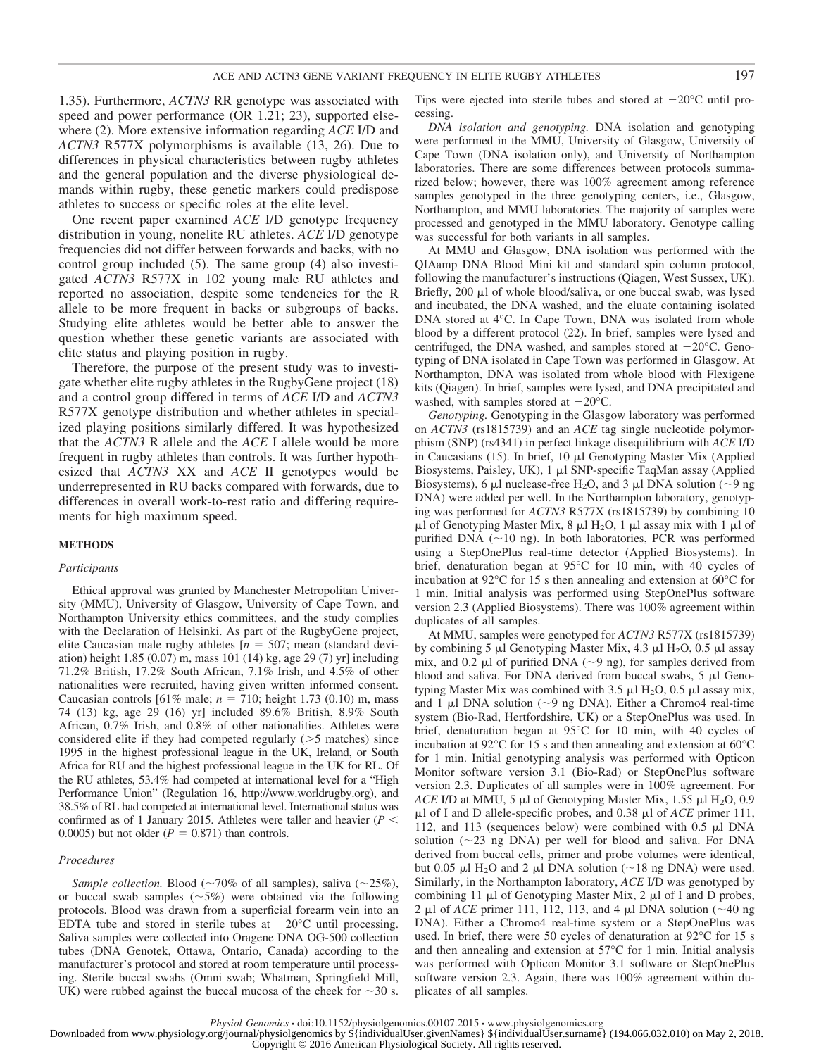1.35). Furthermore, *ACTN3* RR genotype was associated with speed and power performance (OR 1.21; 23), supported elsewhere (2). More extensive information regarding *ACE* I/D and *ACTN3* R577X polymorphisms is available (13, 26). Due to differences in physical characteristics between rugby athletes and the general population and the diverse physiological demands within rugby, these genetic markers could predispose athletes to success or specific roles at the elite level.

One recent paper examined *ACE* I/D genotype frequency distribution in young, nonelite RU athletes. *ACE* I/D genotype frequencies did not differ between forwards and backs, with no control group included (5). The same group (4) also investigated *ACTN3* R577X in 102 young male RU athletes and reported no association, despite some tendencies for the R allele to be more frequent in backs or subgroups of backs. Studying elite athletes would be better able to answer the question whether these genetic variants are associated with elite status and playing position in rugby.

Therefore, the purpose of the present study was to investigate whether elite rugby athletes in the RugbyGene project (18) and a control group differed in terms of *ACE* I/D and *ACTN3* R577X genotype distribution and whether athletes in specialized playing positions similarly differed. It was hypothesized that the *ACTN3* R allele and the *ACE* I allele would be more frequent in rugby athletes than controls. It was further hypothesized that *ACTN3* XX and *ACE* II genotypes would be underrepresented in RU backs compared with forwards, due to differences in overall work-to-rest ratio and differing requirements for high maximum speed.

## METHODS

### *Participants*

Ethical approval was granted by Manchester Metropolitan University (MMU), University of Glasgow, University of Cape Town, and Northampton University ethics committees, and the study complies with the Declaration of Helsinki. As part of the RugbyGene project, elite Caucasian male rugby athletes [$n = 507$; mean (standard deviation) height 1.85 (0.07) m, mass 101 (14) kg, age 29 (7) yr] including 71.2% British, 17.2% South African, 7.1% Irish, and 4.5% of other nationalities were recruited, having given written informed consent. Caucasian controls [61% male; $n = 710$; height 1.73 (0.10) m, mass 74 (13) kg, age 29 (16) yr] included 89.6% British, 8.9% South African, 0.7% Irish, and 0.8% of other nationalities. Athletes were considered elite if they had competed regularly (>5 matches) since 1995 in the highest professional league in the UK, Ireland, or South Africa for RU and the highest professional league in the UK for RL. Of the RU athletes, 53.4% had competed at international level for a "High Performance Union" (Regulation 16, http://www.worldrugby.org), and 38.5% of RL had competed at international level. International status was confirmed as of 1 January 2015. Athletes were taller and heavier ($P < 0.0005$) but not older ($P = 0.871$) than controls.

### *Procedures*

*Sample collection.* Blood (~70% of all samples), saliva (~25%), or buccal swab samples (~5%) were obtained via the following protocols. Blood was drawn from a superficial forearm vein into an EDTA tube and stored in sterile tubes at −20°C until processing. Saliva samples were collected into Oragene DNA OG-500 collection tubes (DNA Genotek, Ottawa, Ontario, Canada) according to the manufacturer's protocol and stored at room temperature until processing. Sterile buccal swabs (Omni swab; Whatman, Springfield Mill, UK) were rubbed against the buccal mucosa of the cheek for ~30 s. Tips were ejected into sterile tubes and stored at −20°C until processing.

*DNA isolation and genotyping.* DNA isolation and genotyping were performed in the MMU, University of Glasgow, University of Cape Town (DNA isolation only), and University of Northampton laboratories. There are some differences between protocols summarized below; however, there was 100% agreement among reference samples genotyped in the three genotyping centers, i.e., Glasgow, Northampton, and MMU laboratories. The majority of samples were processed and genotyped in the MMU laboratory. Genotype calling was successful for both variants in all samples.

At MMU and Glasgow, DNA isolation was performed with the QIAamp DNA Blood Mini kit and standard spin column protocol, following the manufacturer's instructions (Qiagen, West Sussex, UK). Briefly, 200 μl of whole blood/saliva, or one buccal swab, was lysed and incubated, the DNA washed, and the eluate containing isolated DNA stored at 4°C. In Cape Town, DNA was isolated from whole blood by a different protocol (22). In brief, samples were lysed and centrifuged, the DNA washed, and samples stored at −20°C. Genotyping of DNA isolated in Cape Town was performed in Glasgow. At Northampton, DNA was isolated from whole blood with Flexigene kits (Qiagen). In brief, samples were lysed, and DNA precipitated and washed, with samples stored at −20°C.

*Genotyping.* Genotyping in the Glasgow laboratory was performed on *ACTN3* (rs1815739) and an *ACE* tag single nucleotide polymorphism (SNP) (rs4341) in perfect linkage disequilibrium with *ACE* I/D in Caucasians (15). In brief, 10 μl Genotyping Master Mix (Applied Biosystems, Paisley, UK), 1 μl SNP-specific TaqMan assay (Applied Biosystems), 6 μl nuclease-free $H_2O$, and 3 μl DNA solution (~9 ng DNA) were added per well. In the Northampton laboratory, genotyping was performed for *ACTN3* R577X (rs1815739) by combining 10 μl of Genotyping Master Mix, 8 μl $H_2O$, 1 μl assay mix with 1 μl of purified DNA (~10 ng). In both laboratories, PCR was performed using a StepOnePlus real-time detector (Applied Biosystems). In brief, denaturation began at 95°C for 10 min, with 40 cycles of incubation at 92°C for 15 s then annealing and extension at 60°C for 1 min. Initial analysis was performed using StepOnePlus software version 2.3 (Applied Biosystems). There was 100% agreement within duplicates of all samples.

At MMU, samples were genotyped for *ACTN3* R577X (rs1815739) by combining 5 μl Genotyping Master Mix, 4.3 μl $H_2O$, 0.5 μl assay mix, and 0.2 μl of purified DNA (~9 ng), for samples derived from blood and saliva. For DNA derived from buccal swabs, 5 μl Genotyping Master Mix was combined with 3.5 μl $H_2O$, 0.5 μl assay mix, and 1 μl DNA solution (~9 ng DNA). Either a Chromo4 real-time system (Bio-Rad, Hertfordshire, UK) or a StepOnePlus was used. In brief, denaturation began at 95°C for 10 min, with 40 cycles of incubation at 92°C for 15 s and then annealing and extension at 60°C for 1 min. Initial genotyping analysis was performed with Opticon Monitor software version 3.1 (Bio-Rad) or StepOnePlus software version 2.3. Duplicates of all samples were in 100% agreement. For *ACE* I/D at MMU, 5 μl of Genotyping Master Mix, 1.55 μl $H_2O$, 0.9 μl of I and D allele-specific probes, and 0.38 μl of *ACE* primer 111, 112, and 113 (sequences below) were combined with 0.5 μl DNA solution (~23 ng DNA) per well for blood and saliva. For DNA derived from buccal cells, primer and probe volumes were identical, but 0.05 μl $H_2O$ and 2 μl DNA solution (~18 ng DNA) were used. Similarly, in the Northampton laboratory, *ACE* I/D was genotyped by combining 11 μl of Genotyping Master Mix, 2 μl of I and D probes, 2 μl of *ACE* primer 111, 112, 113, and 4 μl DNA solution (~40 ng DNA). Either a Chromo4 real-time system or a StepOnePlus was used. In brief, there were 50 cycles of denaturation at 92°C for 15 s and then annealing and extension at 57°C for 1 min. Initial analysis was performed with Opticon Monitor 3.1 software or StepOnePlus software version 2.3. Again, there was 100% agreement within duplicates of all samples.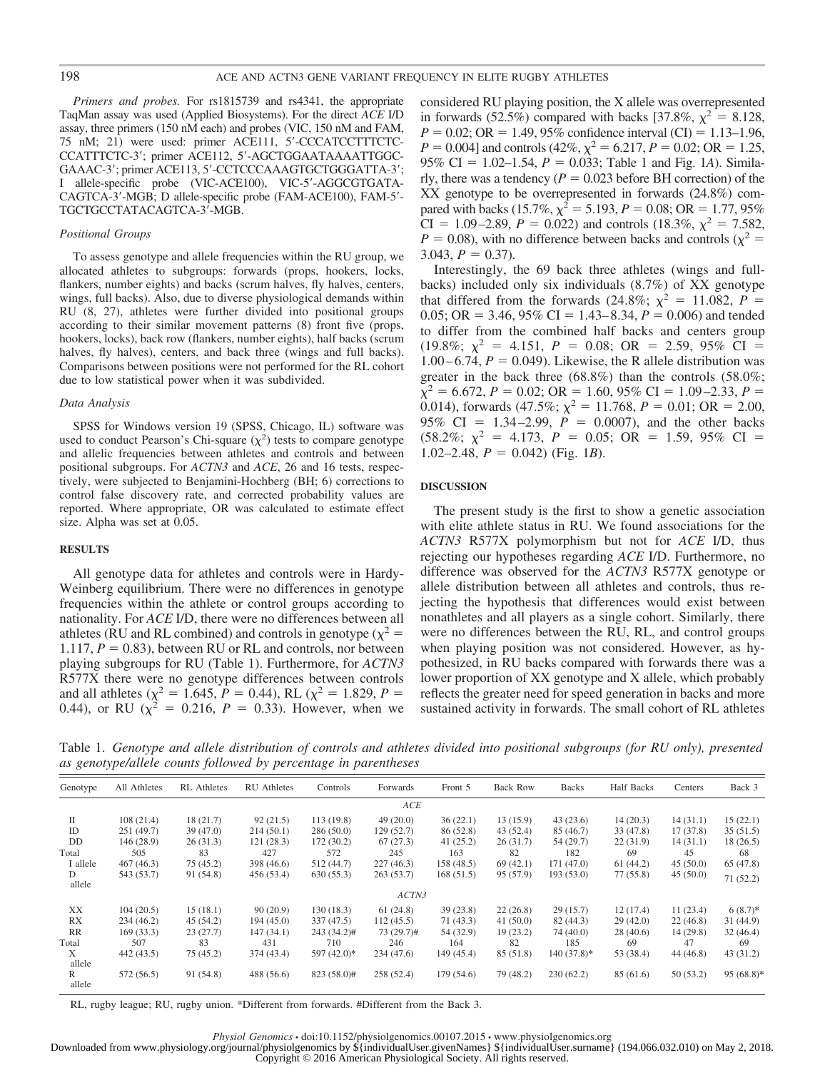*Primers and probes.* For rs1815739 and rs4341, the appropriate TaqMan assay was used (Applied Biosystems). For the direct *ACE* I/D assay, three primers (150 nM each) and probes (VIC, 150 nM and FAM, 75 nM; 21) were used: primer ACE111, 5′-CCCATCCTTTCTCCCATTTCTC-3′; primer ACE112, 5′-AGCTGGAATAAAATTGGCGAAAC-3′; primer ACE113, 5′-CCTCCCAAAGTGCTGGGATTA-3′; I allele-specific probe (VIC-ACE100), VIC-5′-AGGCGTGATACAGTCA-3′-MGB; D allele-specific probe (FAM-ACE100), FAM-5′-TGCTGCCTATACAGTCA-3′-MGB.

### Positional Groups

To assess genotype and allele frequencies within the RU group, we allocated athletes to subgroups: forwards (props, hookers, locks, flankers, number eights) and backs (scrum halves, fly halves, centers, wings, full backs). Also, due to diverse physiological demands within RU (8, 27), athletes were further divided into positional groups according to their similar movement patterns (8) front five (props, hookers, locks), back row (flankers, number eights), half backs (scrum halves, fly halves), centers, and back three (wings and full backs). Comparisons between positions were not performed for the RL cohort due to low statistical power when it was subdivided.

### Data Analysis

SPSS for Windows version 19 (SPSS, Chicago, IL) software was used to conduct Pearson's Chi-square ($\chi^2$) tests to compare genotype and allelic frequencies between athletes and controls and between positional subgroups. For *ACTN3* and *ACE*, 26 and 16 tests, respectively, were subjected to Benjamini-Hochberg (BH; 6) corrections to control false discovery rate, and corrected probability values are reported. Where appropriate, OR was calculated to estimate effect size. Alpha was set at 0.05.

## RESULTS

All genotype data for athletes and controls were in Hardy-Weinberg equilibrium. There were no differences in genotype frequencies within the athlete or control groups according to nationality. For *ACE* I/D, there were no differences between all athletes (RU and RL combined) and controls in genotype ($\chi^2$ = 1.117, $P$ = 0.83), between RU or RL and controls, nor between playing subgroups for RU (Table 1). Furthermore, for *ACTN3* R577X there were no genotype differences between controls and all athletes ($\chi^2$ = 1.645, $P$ = 0.44), RL ($\chi^2$ = 1.829, $P$ = 0.44), or RU ($\chi^2$ = 0.216, $P$ = 0.33). However, when we considered RU playing position, the X allele was overrepresented in forwards (52.5%) compared with backs [37.8%, $\chi^2$ = 8.128, $P$ = 0.02; OR = 1.49, 95% confidence interval (CI) = 1.13–1.96, $P$ = 0.004] and controls (42%, $\chi^2$ = 6.217, $P$ = 0.02; OR = 1.25, 95% CI = 1.02–1.54, $P$ = 0.033; Table 1 and Fig. 1*A*). Similarly, there was a tendency ($P$ = 0.023 before BH correction) of the XX genotype to be overrepresented in forwards (24.8%) compared with backs (15.7%, $\chi^2$ = 5.193, $P$ = 0.08; OR = 1.77, 95% CI = 1.09–2.89, $P$ = 0.022) and controls (18.3%, $\chi^2$ = 7.582, $P$ = 0.08), with no difference between backs and controls ($\chi^2$ = 3.043, $P$ = 0.37).

Interestingly, the 69 back three athletes (wings and full-backs) included only six individuals (8.7%) of XX genotype that differed from the forwards (24.8%; $\chi^2$ = 11.082, $P$ = 0.05; OR = 3.46, 95% CI = 1.43–8.34, $P$ = 0.006) and tended to differ from the combined half backs and centers group (19.8%; $\chi^2$ = 4.151, $P$ = 0.08; OR = 2.59, 95% CI = 1.00–6.74, $P$ = 0.049). Likewise, the R allele distribution was greater in the back three (68.8%) than the controls (58.0%; $\chi^2$ = 6.672, $P$ = 0.02; OR = 1.60, 95% CI = 1.09–2.33, $P$ = 0.014), forwards (47.5%; $\chi^2$ = 11.768, $P$ = 0.01; OR = 2.00, 95% CI = 1.34–2.99, $P$ = 0.0007), and the other backs (58.2%; $\chi^2$ = 4.173, $P$ = 0.05; OR = 1.59, 95% CI = 1.02–2.48, $P$ = 0.042) (Fig. 1*B*).

## DISCUSSION

The present study is the first to show a genetic association with elite athlete status in RU. We found associations for the *ACTN3* R577X polymorphism but not for *ACE* I/D, thus rejecting our hypotheses regarding *ACE* I/D. Furthermore, no difference was observed for the *ACTN3* R577X genotype or allele distribution between all athletes and controls, thus rejecting the hypothesis that differences would exist between nonathletes and all players as a single cohort. Similarly, there were no differences between the RU, RL, and control groups when playing position was not considered. However, as hypothesized, in RU backs compared with forwards there was a lower proportion of XX genotype and X allele, which probably reflects the greater need for speed generation in backs and more sustained activity in forwards. The small cohort of RL athletes

Table 1. *Genotype and allele distribution of controls and athletes divided into positional subgroups (for RU only), presented as genotype/allele counts followed by percentage in parentheses*

| Genotype | All Athletes | RL Athletes | RU Athletes | Controls | Forwards | Front 5 | Back Row | Backs | Half Backs | Centers | Back 3 |
|---|---|---|---|---|---|---|---|---|---|---|---|
| | | | | | *ACE* | | | | | | |
| II | 108 (21.4) | 18 (21.7) | 92 (21.5) | 113 (19.8) | 49 (20.0) | 36 (22.1) | 13 (15.9) | 43 (23.6) | 14 (20.3) | 14 (31.1) | 15 (22.1) |
| ID | 251 (49.7) | 39 (47.0) | 214 (50.1) | 286 (50.0) | 129 (52.7) | 86 (52.8) | 43 (52.4) | 85 (46.7) | 33 (47.8) | 17 (37.8) | 35 (51.5) |
| DD | 146 (28.9) | 26 (31.3) | 121 (28.3) | 172 (30.2) | 67 (27.3) | 41 (25.2) | 26 (31.7) | 54 (29.7) | 22 (31.9) | 14 (31.1) | 18 (26.5) |
| Total | 505 | 83 | 427 | 572 | 245 | 163 | 82 | 182 | 69 | 45 | 68 |
| I allele | 467 (46.3) | 75 (45.2) | 398 (46.6) | 512 (44.7) | 227 (46.3) | 158 (48.5) | 69 (42.1) | 171 (47.0) | 61 (44.2) | 45 (50.0) | 65 (47.8) |
| D allele | 543 (53.7) | 91 (54.8) | 456 (53.4) | 630 (55.3) | 263 (53.7) | 168 (51.5) | 95 (57.9) | 193 (53.0) | 77 (55.8) | 45 (50.0) | 71 (52.2) |
| | | | | | *ACTN3* | | | | | | |
| XX | 104 (20.5) | 15 (18.1) | 90 (20.9) | 130 (18.3) | 61 (24.8) | 39 (23.8) | 22 (26.8) | 29 (15.7) | 12 (17.4) | 11 (23.4) | 6 (8.7)* |
| RX | 234 (46.2) | 45 (54.2) | 194 (45.0) | 337 (47.5) | 112 (45.5) | 71 (43.3) | 41 (50.0) | 82 (44.3) | 29 (42.0) | 22 (46.8) | 31 (44.9) |
| RR | 169 (33.3) | 23 (27.7) | 147 (34.1) | 243 (34.2)# | 73 (29.7)# | 54 (32.9) | 19 (23.2) | 74 (40.0) | 28 (40.6) | 14 (29.8) | 32 (46.4) |
| Total | 507 | 83 | 431 | 710 | 246 | 164 | 82 | 185 | 69 | 47 | 69 |
| X allele | 442 (43.5) | 75 (45.2) | 374 (43.4) | 597 (42.0)* | 234 (47.6) | 149 (45.4) | 85 (51.8) | 140 (37.8)* | 53 (38.4) | 44 (46.8) | 43 (31.2) |
| R allele | 572 (56.5) | 91 (54.8) | 488 (56.6) | 823 (58.0)# | 258 (52.4) | 179 (54.6) | 79 (48.2) | 230 (62.2) | 85 (61.6) | 50 (53.2) | 95 (68.8)* |

RL, rugby league; RU, rugby union. *Different from forwards. #Different from the Back 3.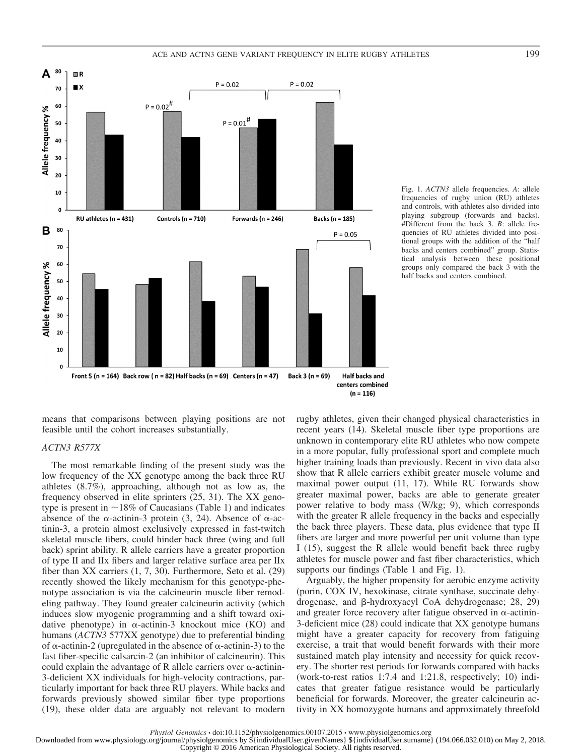Fig. 1. *ACTN3* allele frequencies. *A*: allele frequencies of rugby union (RU) athletes and controls, with athletes also divided into playing subgroup (forwards and backs). #Different from the back 3. *B*: allele frequencies of RU athletes divided into positional groups with the addition of the "half backs and centers combined" group. Statistical analysis between these positional groups only compared the back 3 with the half backs and centers combined.

means that comparisons between playing positions are not feasible until the cohort increases substantially.

### *ACTN3 R577X*

The most remarkable finding of the present study was the low frequency of the XX genotype among the back three RU athletes (8.7%), approaching, although not as low as, the frequency observed in elite sprinters (25, 31). The XX genotype is present in ~18% of Caucasians (Table 1) and indicates absence of the α-actinin-3 protein (3, 24). Absence of α-actinin-3, a protein almost exclusively expressed in fast-twitch skeletal muscle fibers, could hinder back three (wing and full back) sprint ability. R allele carriers have a greater proportion of type II and IIx fibers and larger relative surface area per IIx fiber than XX carriers (1, 7, 30). Furthermore, Seto et al. (29) recently showed the likely mechanism for this genotype-phenotype association is via the calcineurin muscle fiber remodeling pathway. They found greater calcineurin activity (which induces slow myogenic programming and a shift toward oxidative phenotype) in α-actinin-3 knockout mice (KO) and humans (*ACTN3* 577XX genotype) due to preferential binding of α-actinin-2 (upregulated in the absence of α-actinin-3) to the fast fiber-specific calsarcin-2 (an inhibitor of calcineurin). This could explain the advantage of R allele carriers over α-actinin-3-deficient XX individuals for high-velocity contractions, particularly important for back three RU players. While backs and forwards previously showed similar fiber type proportions (19), these older data are arguably not relevant to modern rugby athletes, given their changed physical characteristics in recent years (14). Skeletal muscle fiber type proportions are unknown in contemporary elite RU athletes who now compete in a more popular, fully professional sport and complete much higher training loads than previously. Recent in vivo data also show that R allele carriers exhibit greater muscle volume and maximal power output (11, 17). While RU forwards show greater maximal power, backs are able to generate greater power relative to body mass (W/kg; 9), which corresponds with the greater R allele frequency in the backs and especially the back three players. These data, plus evidence that type II fibers are larger and more powerful per unit volume than type I (15), suggest the R allele would benefit back three rugby athletes for muscle power and fast fiber characteristics, which supports our findings (Table 1 and Fig. 1).

Arguably, the higher propensity for aerobic enzyme activity (porin, COX IV, hexokinase, citrate synthase, succinate dehydrogenase, and β-hydroxyacyl CoA dehydrogenase; 28, 29) and greater force recovery after fatigue observed in α-actinin-3-deficient mice (28) could indicate that XX genotype humans might have a greater capacity for recovery from fatiguing exercise, a trait that would benefit forwards with their more sustained match play intensity and necessity for quick recovery. The shorter rest periods for forwards compared with backs (work-to-rest ratios 1:7.4 and 1:21.8, respectively; 10) indicates that greater fatigue resistance would be particularly beneficial for forwards. Moreover, the greater calcineurin activity in XX homozygote humans and approximately threefold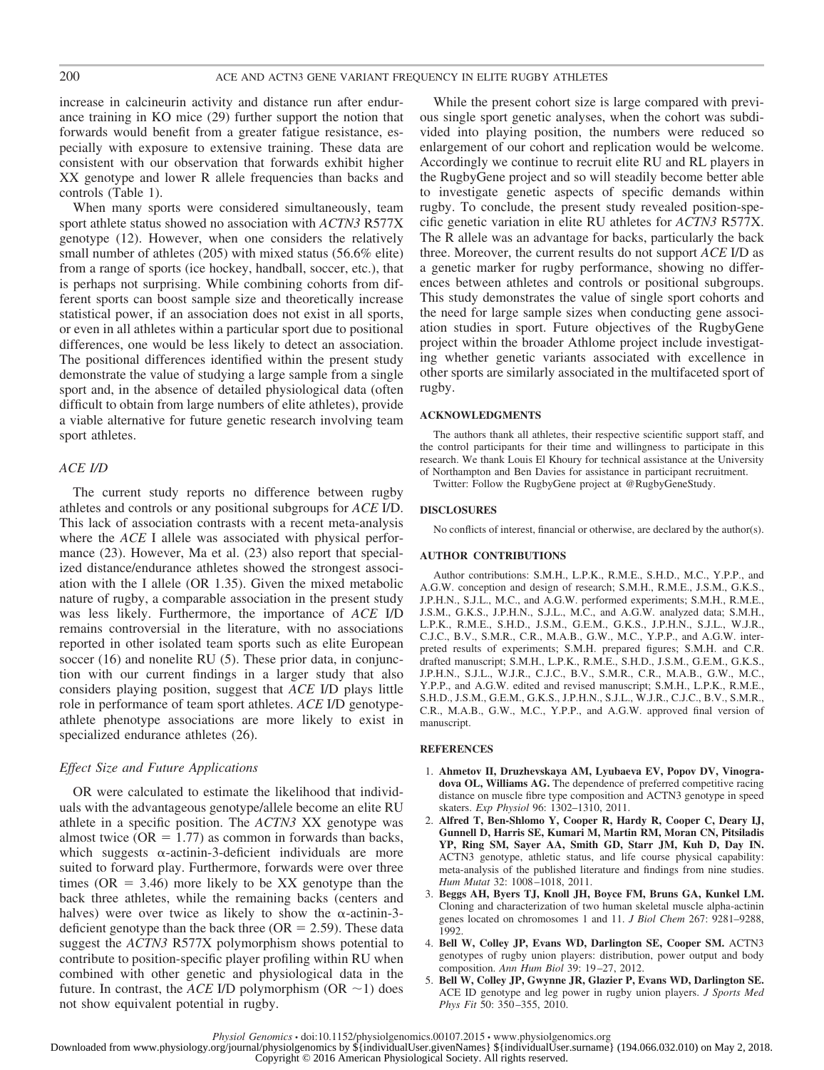increase in calcineurin activity and distance run after endurance training in KO mice (29) further support the notion that forwards would benefit from a greater fatigue resistance, especially with exposure to extensive training. These data are consistent with our observation that forwards exhibit higher XX genotype and lower R allele frequencies than backs and controls (Table 1).

When many sports were considered simultaneously, team sport athlete status showed no association with *ACTN3* R577X genotype (12). However, when one considers the relatively small number of athletes (205) with mixed status (56.6% elite) from a range of sports (ice hockey, handball, soccer, etc.), that is perhaps not surprising. While combining cohorts from different sports can boost sample size and theoretically increase statistical power, if an association does not exist in all sports, or even in all athletes within a particular sport due to positional differences, one would be less likely to detect an association. The positional differences identified within the present study demonstrate the value of studying a large sample from a single sport and, in the absence of detailed physiological data (often difficult to obtain from large numbers of elite athletes), provide a viable alternative for future genetic research involving team sport athletes.

### *ACE I/D*

The current study reports no difference between rugby athletes and controls or any positional subgroups for *ACE* I/D. This lack of association contrasts with a recent meta-analysis where the *ACE* I allele was associated with physical performance (23). However, Ma et al. (23) also report that specialized distance/endurance athletes showed the strongest association with the I allele (OR 1.35). Given the mixed metabolic nature of rugby, a comparable association in the present study was less likely. Furthermore, the importance of *ACE* I/D remains controversial in the literature, with no associations reported in other isolated team sports such as elite European soccer (16) and nonelite RU (5). These prior data, in conjunction with our current findings in a larger study that also considers playing position, suggest that *ACE* I/D plays little role in performance of team sport athletes. *ACE* I/D genotype-athlete phenotype associations are more likely to exist in specialized endurance athletes (26).

### *Effect Size and Future Applications*

OR were calculated to estimate the likelihood that individuals with the advantageous genotype/allele become an elite RU athlete in a specific position. The *ACTN3* XX genotype was almost twice (OR = 1.77) as common in forwards than backs, which suggests α-actinin-3-deficient individuals are more suited to forward play. Furthermore, forwards were over three times (OR = 3.46) more likely to be XX genotype than the back three athletes, while the remaining backs (centers and halves) were over twice as likely to show the α-actinin-3-deficient genotype than the back three (OR = 2.59). These data suggest the *ACTN3* R577X polymorphism shows potential to contribute to position-specific player profiling within RU when combined with other genetic and physiological data in the future. In contrast, the *ACE* I/D polymorphism (OR ~1) does not show equivalent potential in rugby.

While the present cohort size is large compared with previous single sport genetic analyses, when the cohort was subdivided into playing position, the numbers were reduced so enlargement of our cohort and replication would be welcome. Accordingly we continue to recruit elite RU and RL players in the RugbyGene project and so will steadily become better able to investigate genetic aspects of specific demands within rugby. To conclude, the present study revealed position-specific genetic variation in elite RU athletes for *ACTN3* R577X. The R allele was an advantage for backs, particularly the back three. Moreover, the current results do not support *ACE* I/D as a genetic marker for rugby performance, showing no differences between athletes and controls or positional subgroups. This study demonstrates the value of single sport cohorts and the need for large sample sizes when conducting gene association studies in sport. Future objectives of the RugbyGene project within the broader Athlome project include investigating whether genetic variants associated with excellence in other sports are similarly associated in the multifaceted sport of rugby.

## ACKNOWLEDGMENTS

The authors thank all athletes, their respective scientific support staff, and the control participants for their time and willingness to participate in this research. We thank Louis El Khoury for technical assistance at the University of Northampton and Ben Davies for assistance in participant recruitment.

Twitter: Follow the RugbyGene project at @RugbyGeneStudy.

## DISCLOSURES

No conflicts of interest, financial or otherwise, are declared by the author(s).

## AUTHOR CONTRIBUTIONS

Author contributions: S.M.H., L.P.K., R.M.E., S.H.D., M.C., Y.P.P., and A.G.W. conception and design of research; S.M.H., R.M.E., J.S.M., G.K.S., J.P.H.N., S.J.L., M.C., and A.G.W. performed experiments; S.M.H., R.M.E., J.S.M., G.K.S., J.P.H.N., S.J.L., M.C., and A.G.W. analyzed data; S.M.H., L.P.K., R.M.E., S.H.D., J.S.M., G.E.M., G.K.S., J.P.H.N., S.J.L., W.J.R., C.J.C., B.V., S.M.R., C.R., M.A.B., G.W., M.C., Y.P.P., and A.G.W. interpreted results of experiments; S.M.H. prepared figures; S.M.H. and C.R. drafted manuscript; S.M.H., L.P.K., R.M.E., S.H.D., J.S.M., G.E.M., G.K.S., J.P.H.N., S.J.L., W.J.R., C.J.C., B.V., S.M.R., C.R., M.A.B., G.W., M.C., Y.P.P., and A.G.W. edited and revised manuscript; S.M.H., L.P.K., R.M.E., S.H.D., J.S.M., G.E.M., G.K.S., J.P.H.N., S.J.L., W.J.R., C.J.C., B.V., S.M.R., C.R., M.A.B., G.W., M.C., Y.P.P., and A.G.W. approved final version of manuscript.

## REFERENCES

1. **Ahmetov II, Druzhevskaya AM, Lyubaeva EV, Popov DV, Vinogradova OL, Williams AG.** The dependence of preferred competitive racing distance on muscle fibre type composition and ACTN3 genotype in speed skaters. *Exp Physiol* 96: 1302–1310, 2011.
2. **Alfred T, Ben-Shlomo Y, Cooper R, Hardy R, Cooper C, Deary IJ, Gunnell D, Harris SE, Kumari M, Martin RM, Moran CN, Pitsiladis YP, Ring SM, Sayer AA, Smith GD, Starr JM, Kuh D, Day IN.** ACTN3 genotype, athletic status, and life course physical capability: meta-analysis of the published literature and findings from nine studies. *Hum Mutat* 32: 1008–1018, 2011.
3. **Beggs AH, Byers TJ, Knoll JH, Boyce FM, Bruns GA, Kunkel LM.** Cloning and characterization of two human skeletal muscle alpha-actinin genes located on chromosomes 1 and 11. *J Biol Chem* 267: 9281–9288, 1992.
4. **Bell W, Colley JP, Evans WD, Darlington SE, Cooper SM.** ACTN3 genotypes of rugby union players: distribution, power output and body composition. *Ann Hum Biol* 39: 19–27, 2012.
5. **Bell W, Colley JP, Gwynne JR, Glazier P, Evans WD, Darlington SE.** ACE ID genotype and leg power in rugby union players. *J Sports Med Phys Fit* 50: 350–355, 2010.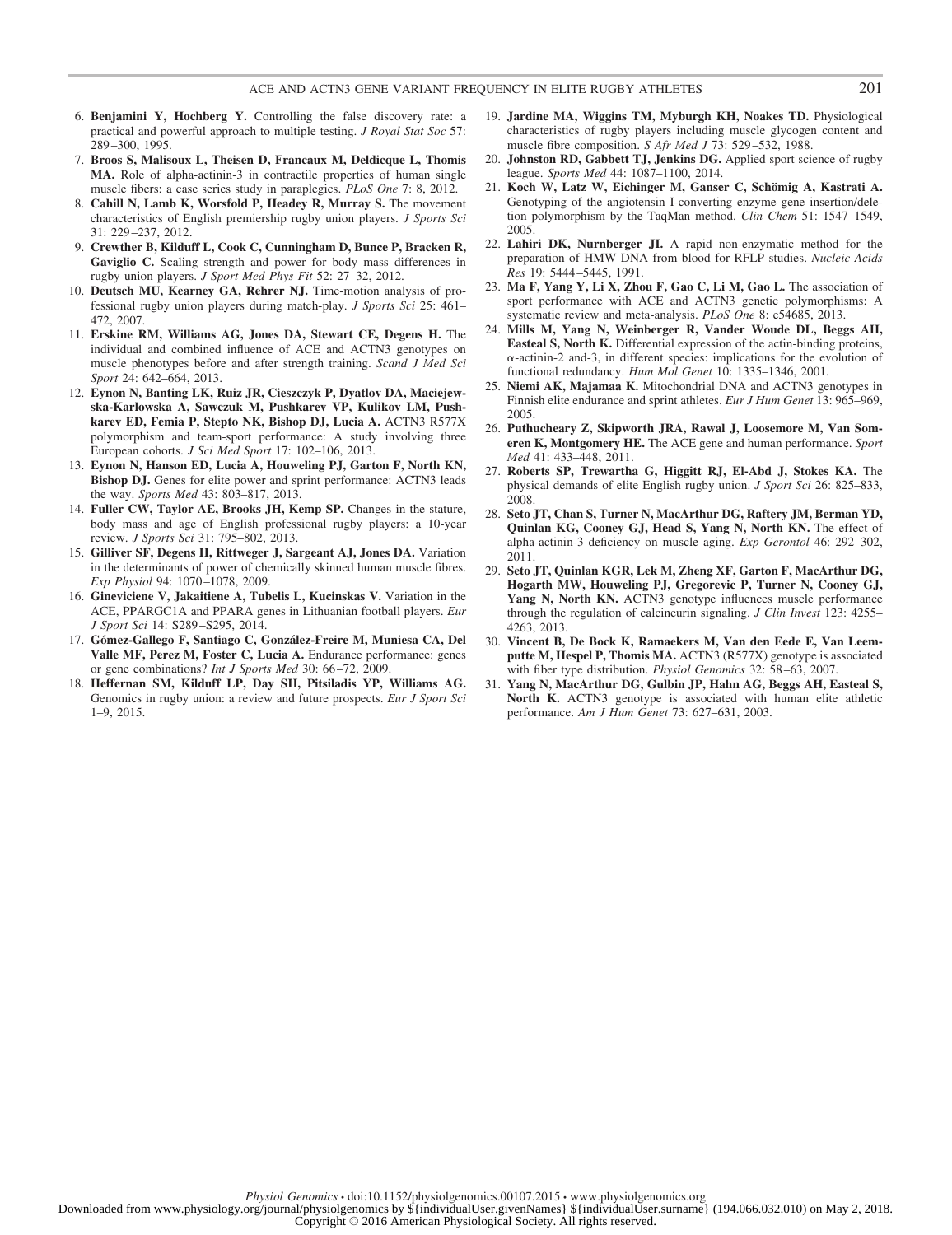6. **Benjamini Y, Hochberg Y.** Controlling the false discovery rate: a practical and powerful approach to multiple testing. *J Royal Stat Soc* 57: 289–300, 1995.
7. **Broos S, Malisoux L, Theisen D, Francaux M, Deldicque L, Thomis MA.** Role of alpha-actinin-3 in contractile properties of human single muscle fibers: a case series study in paraplegics. *PLoS One* 7: 8, 2012.
8. **Cahill N, Lamb K, Worsfold P, Headey R, Murray S.** The movement characteristics of English premiership rugby union players. *J Sports Sci* 31: 229–237, 2012.
9. **Crewther B, Kilduff L, Cook C, Cunningham D, Bunce P, Bracken R, Gaviglio C.** Scaling strength and power for body mass differences in rugby union players. *J Sport Med Phys Fit* 52: 27–32, 2012.
10. **Deutsch MU, Kearney GA, Rehrer NJ.** Time-motion analysis of professional rugby union players during match-play. *J Sports Sci* 25: 461–472, 2007.
11. **Erskine RM, Williams AG, Jones DA, Stewart CE, Degens H.** The individual and combined influence of ACE and ACTN3 genotypes on muscle phenotypes before and after strength training. *Scand J Med Sci Sport* 24: 642–664, 2013.
12. **Eynon N, Banting LK, Ruiz JR, Cieszczyk P, Dyatlov DA, Maciejewska-Karlowska A, Sawczuk M, Pushkarev VP, Kulikov LM, Pushkarev ED, Femia P, Stepto NK, Bishop DJ, Lucia A.** ACTN3 R577X polymorphism and team-sport performance: A study involving three European cohorts. *J Sci Med Sport* 17: 102–106, 2013.
13. **Eynon N, Hanson ED, Lucia A, Houweling PJ, Garton F, North KN, Bishop DJ.** Genes for elite power and sprint performance: ACTN3 leads the way. *Sports Med* 43: 803–817, 2013.
14. **Fuller CW, Taylor AE, Brooks JH, Kemp SP.** Changes in the stature, body mass and age of English professional rugby players: a 10-year review. *J Sports Sci* 31: 795–802, 2013.
15. **Gilliver SF, Degens H, Rittweger J, Sargeant AJ, Jones DA.** Variation in the determinants of power of chemically skinned human muscle fibres. *Exp Physiol* 94: 1070–1078, 2009.
16. **Gineviciene V, Jakaitiene A, Tubelis L, Kucinskas V.** Variation in the ACE, PPARGC1A and PPARA genes in Lithuanian football players. *Eur J Sport Sci* 14: S289–S295, 2014.
17. **Gómez-Gallego F, Santiago C, González-Freire M, Muniesa CA, Del Valle MF, Perez M, Foster C, Lucia A.** Endurance performance: genes or gene combinations? *Int J Sports Med* 30: 66–72, 2009.
18. **Heffernan SM, Kilduff LP, Day SH, Pitsiladis YP, Williams AG.** Genomics in rugby union: a review and future prospects. *Eur J Sport Sci* 1–9, 2015.
19. **Jardine MA, Wiggins TM, Myburgh KH, Noakes TD.** Physiological characteristics of rugby players including muscle glycogen content and muscle fibre composition. *S Afr Med J* 73: 529–532, 1988.
20. **Johnston RD, Gabbett TJ, Jenkins DG.** Applied sport science of rugby league. *Sports Med* 44: 1087–1100, 2014.
21. **Koch W, Latz W, Eichinger M, Ganser C, Schömig A, Kastrati A.** Genotyping of the angiotensin I-converting enzyme gene insertion/deletion polymorphism by the TaqMan method. *Clin Chem* 51: 1547–1549, 2005.
22. **Lahiri DK, Nurnberger JI.** A rapid non-enzymatic method for the preparation of HMW DNA from blood for RFLP studies. *Nucleic Acids Res* 19: 5444–5445, 1991.
23. **Ma F, Yang Y, Li X, Zhou F, Gao C, Li M, Gao L.** The association of sport performance with ACE and ACTN3 genetic polymorphisms: A systematic review and meta-analysis. *PLoS One* 8: e54685, 2013.
24. **Mills M, Yang N, Weinberger R, Vander Woude DL, Beggs AH, Easteal S, North K.** Differential expression of the actin-binding proteins, α-actinin-2 and -3, in different species: implications for the evolution of functional redundancy. *Hum Mol Genet* 10: 1335–1346, 2001.
25. **Niemi AK, Majamaa K.** Mitochondrial DNA and ACTN3 genotypes in Finnish elite endurance and sprint athletes. *Eur J Hum Genet* 13: 965–969, 2005.
26. **Puthucheary Z, Skipworth JRA, Rawal J, Loosemore M, Van Someren K, Montgomery HE.** The ACE gene and human performance. *Sport Med* 41: 433–448, 2011.
27. **Roberts SP, Trewartha G, Higgitt RJ, El-Abd J, Stokes KA.** The physical demands of elite English rugby union. *J Sport Sci* 26: 825–833, 2008.
28. **Seto JT, Chan S, Turner N, MacArthur DG, Raftery JM, Berman YD, Quinlan KG, Cooney GJ, Head S, Yang N, North KN.** The effect of alpha-actinin-3 deficiency on muscle aging. *Exp Gerontol* 46: 292–302, 2011.
29. **Seto JT, Quinlan KGR, Lek M, Zheng XF, Garton F, MacArthur DG, Hogarth MW, Houweling PJ, Gregorevic P, Turner N, Cooney GJ, Yang N, North KN.** ACTN3 genotype influences muscle performance through the regulation of calcineurin signaling. *J Clin Invest* 123: 4255–4263, 2013.
30. **Vincent B, De Bock K, Ramaekers M, Van den Eede E, Van Leemputte M, Hespel P, Thomis MA.** ACTN3 (R577X) genotype is associated with fiber type distribution. *Physiol Genomics* 32: 58–63, 2007.
31. **Yang N, MacArthur DG, Gulbin JP, Hahn AG, Beggs AH, Easteal S, North K.** ACTN3 genotype is associated with human elite athletic performance. *Am J Hum Genet* 73: 627–631, 2003.